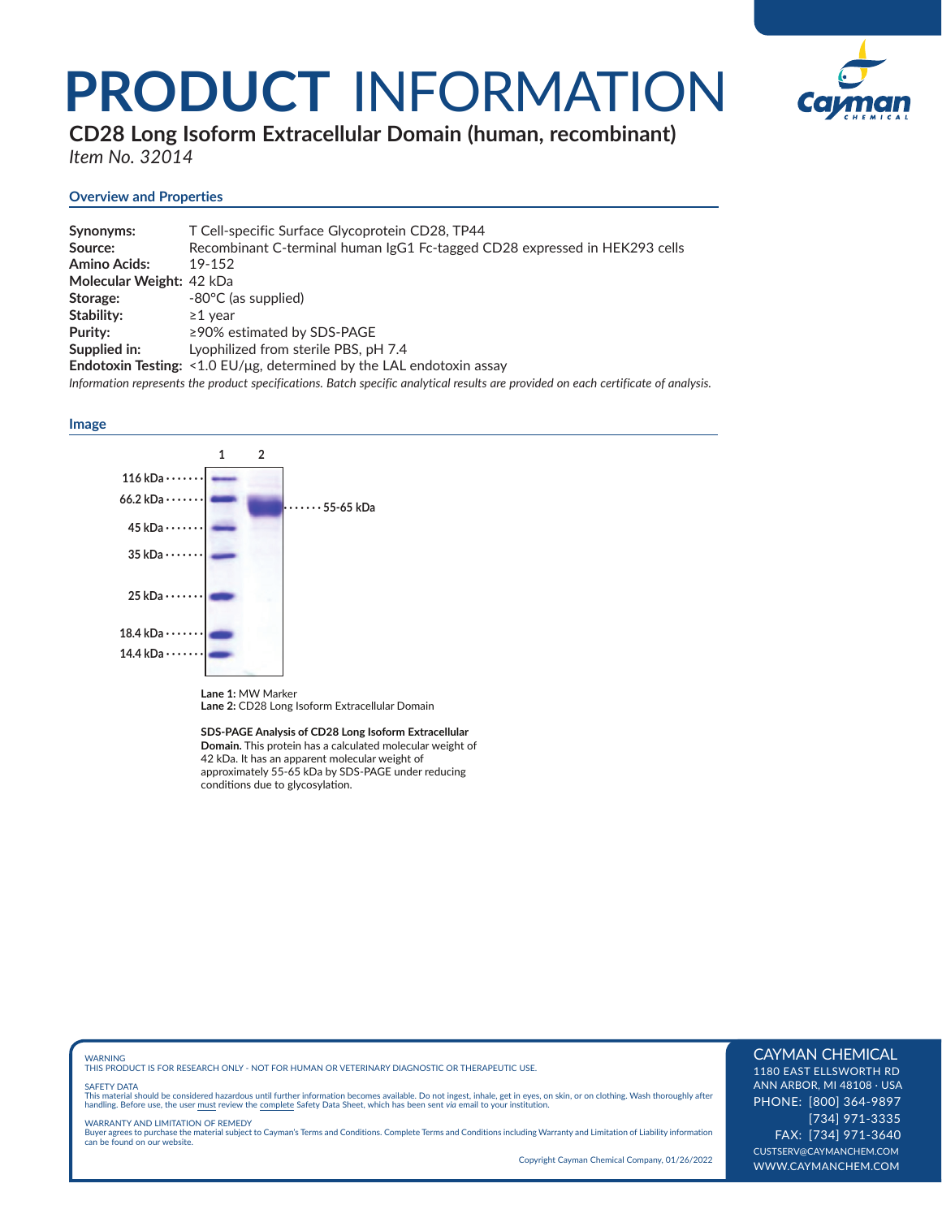# PRODUCT INFORMATION

## CD28 Long Isoform Extracellular Domain (human, recombinant)

*Item No. 32014*

### Overview and Properties

**Synonyms:** T Cell-specific Surface Glycoprotein CD28, TP44
**Source:** Recombinant C-terminal human IgG1 Fc-tagged CD28 expressed in HEK293 cells
**Amino Acids:** 19-152
**Molecular Weight:** 42 kDa
**Storage:** -80°C (as supplied)
**Stability:** ≥1 year
**Purity:** ≥90% estimated by SDS-PAGE
**Supplied in:** Lyophilized from sterile PBS, pH 7.4
**Endotoxin Testing:** <1.0 EU/µg, determined by the LAL endotoxin assay

*Information represents the product specifications. Batch specific analytical results are provided on each certificate of analysis.*

### Image

1 2

116 kDa
66.2 kDa
45 kDa
35 kDa
25 kDa
18.4 kDa
14.4 kDa

55-65 kDa

**Lane 1:** MW Marker
**Lane 2:** CD28 Long Isoform Extracellular Domain

**SDS-PAGE Analysis of CD28 Long Isoform Extracellular Domain.** This protein has a calculated molecular weight of 42 kDa. It has an apparent molecular weight of approximately 55-65 kDa by SDS-PAGE under reducing conditions due to glycosylation.

WARNING
THIS PRODUCT IS FOR RESEARCH ONLY - NOT FOR HUMAN OR VETERINARY DIAGNOSTIC OR THERAPEUTIC USE.

SAFETY DATA
This material should be considered hazardous until further information becomes available. Do not ingest, inhale, get in eyes, on skin, or on clothing. Wash thoroughly after handling. Before use, the user must review the complete Safety Data Sheet, which has been sent *via* email to your institution.

WARRANTY AND LIMITATION OF REMEDY
Buyer agrees to purchase the material subject to Cayman's Terms and Conditions. Complete Terms and Conditions including Warranty and Limitation of Liability information can be found on our website.

Copyright Cayman Chemical Company, 01/26/2022

CAYMAN CHEMICAL
1180 EAST ELLSWORTH RD
ANN ARBOR, MI 48108 · USA
PHONE: [800] 364-9897
[734] 971-3335
FAX: [734] 971-3640
CUSTSERV@CAYMANCHEM.COM
WWW.CAYMANCHEM.COM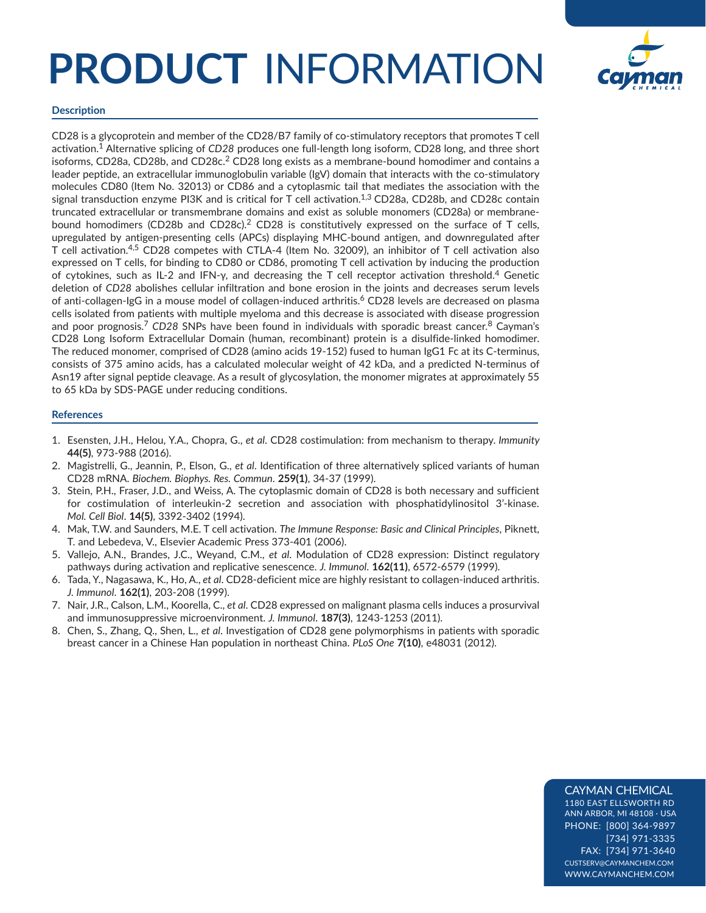# PRODUCT INFORMATION

## Description

CD28 is a glycoprotein and member of the CD28/B7 family of co-stimulatory receptors that promotes T cell activation.[1] Alternative splicing of *CD28* produces one full-length long isoform, CD28 long, and three short isoforms, CD28a, CD28b, and CD28c.[2] CD28 long exists as a membrane-bound homodimer and contains a leader peptide, an extracellular immunoglobulin variable (IgV) domain that interacts with the co-stimulatory molecules CD80 (Item No. 32013) or CD86 and a cytoplasmic tail that mediates the association with the signal transduction enzyme PI3K and is critical for T cell activation.[1,3] CD28a, CD28b, and CD28c contain truncated extracellular or transmembrane domains and exist as soluble monomers (CD28a) or membrane-bound homodimers (CD28b and CD28c).[2] CD28 is constitutively expressed on the surface of T cells, upregulated by antigen-presenting cells (APCs) displaying MHC-bound antigen, and downregulated after T cell activation.[4,5] CD28 competes with CTLA-4 (Item No. 32009), an inhibitor of T cell activation also expressed on T cells, for binding to CD80 or CD86, promoting T cell activation by inducing the production of cytokines, such as IL-2 and IFN-γ, and decreasing the T cell receptor activation threshold.[4] Genetic deletion of *CD28* abolishes cellular infiltration and bone erosion in the joints and decreases serum levels of anti-collagen-IgG in a mouse model of collagen-induced arthritis.[6] CD28 levels are decreased on plasma cells isolated from patients with multiple myeloma and this decrease is associated with disease progression and poor prognosis.[7] *CD28* SNPs have been found in individuals with sporadic breast cancer.[8] Cayman's CD28 Long Isoform Extracellular Domain (human, recombinant) protein is a disulfide-linked homodimer. The reduced monomer, comprised of CD28 (amino acids 19-152) fused to human IgG1 Fc at its C-terminus, consists of 375 amino acids, has a calculated molecular weight of 42 kDa, and a predicted N-terminus of Asn19 after signal peptide cleavage. As a result of glycosylation, the monomer migrates at approximately 55 to 65 kDa by SDS-PAGE under reducing conditions.

## References

1. Esensten, J.H., Helou, Y.A., Chopra, G., *et al*. CD28 costimulation: from mechanism to therapy. *Immunity* **44(5)**, 973-988 (2016).
2. Magistrelli, G., Jeannin, P., Elson, G., *et al*. Identification of three alternatively spliced variants of human CD28 mRNA. *Biochem. Biophys. Res. Commun*. **259(1)**, 34-37 (1999).
3. Stein, P.H., Fraser, J.D., and Weiss, A. The cytoplasmic domain of CD28 is both necessary and sufficient for costimulation of interleukin-2 secretion and association with phosphatidylinositol 3'-kinase. *Mol. Cell Biol*. **14(5)**, 3392-3402 (1994).
4. Mak, T.W. and Saunders, M.E. T cell activation. *The Immune Response: Basic and Clinical Principles*, Piknett, T. and Lebedeva, V., Elsevier Academic Press 373-401 (2006).
5. Vallejo, A.N., Brandes, J.C., Weyand, C.M., *et al*. Modulation of CD28 expression: Distinct regulatory pathways during activation and replicative senescence. *J. Immunol*. **162(11)**, 6572-6579 (1999).
6. Tada, Y., Nagasawa, K., Ho, A., *et al*. CD28-deficient mice are highly resistant to collagen-induced arthritis. *J. Immunol*. **162(1)**, 203-208 (1999).
7. Nair, J.R., Calson, L.M., Koorella, C., *et al*. CD28 expressed on malignant plasma cells induces a prosurvival and immunosuppressive microenvironment. *J. Immunol*. **187(3)**, 1243-1253 (2011).
8. Chen, S., Zhang, Q., Shen, L., *et al*. Investigation of CD28 gene polymorphisms in patients with sporadic breast cancer in a Chinese Han population in northeast China. *PLoS One* **7(10)**, e48031 (2012).

CAYMAN CHEMICAL
1180 EAST ELLSWORTH RD
ANN ARBOR, MI 48108 · USA
PHONE: [800] 364-9897
[734] 971-3335
FAX: [734] 971-3640
CUSTSERV@CAYMANCHEM.COM
WWW.CAYMANCHEM.COM